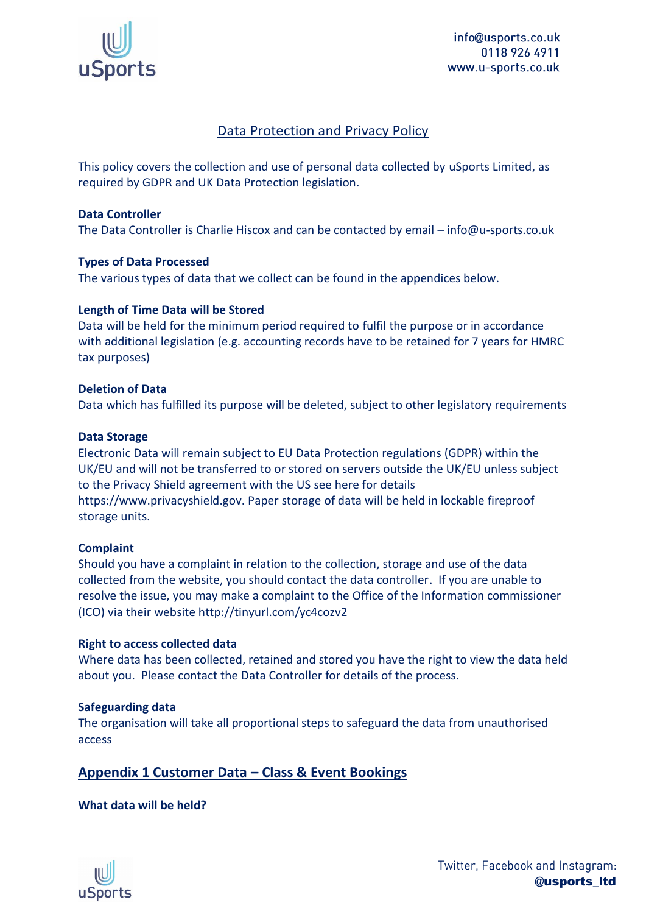# Data Protection and Privacy Policy

This policy covers the collection and use of personal data collected by uSports Limited, as required by GDPR and UK Data Protection legislation.

**Data Controller**
The Data Controller is Charlie Hiscox and can be contacted by email – info@u-sports.co.uk

**Types of Data Processed**
The various types of data that we collect can be found in the appendices below.

**Length of Time Data will be Stored**
Data will be held for the minimum period required to fulfil the purpose or in accordance with additional legislation (e.g. accounting records have to be retained for 7 years for HMRC tax purposes)

**Deletion of Data**
Data which has fulfilled its purpose will be deleted, subject to other legislatory requirements

**Data Storage**
Electronic Data will remain subject to EU Data Protection regulations (GDPR) within the UK/EU and will not be transferred to or stored on servers outside the UK/EU unless subject to the Privacy Shield agreement with the US see here for details https://www.privacyshield.gov. Paper storage of data will be held in lockable fireproof storage units.

**Complaint**
Should you have a complaint in relation to the collection, storage and use of the data collected from the website, you should contact the data controller. If you are unable to resolve the issue, you may make a complaint to the Office of the Information commissioner (ICO) via their website http://tinyurl.com/yc4cozv2

**Right to access collected data**
Where data has been collected, retained and stored you have the right to view the data held about you. Please contact the Data Controller for details of the process.

**Safeguarding data**
The organisation will take all proportional steps to safeguard the data from unauthorised access

## Appendix 1 Customer Data – Class & Event Bookings

**What data will be held?**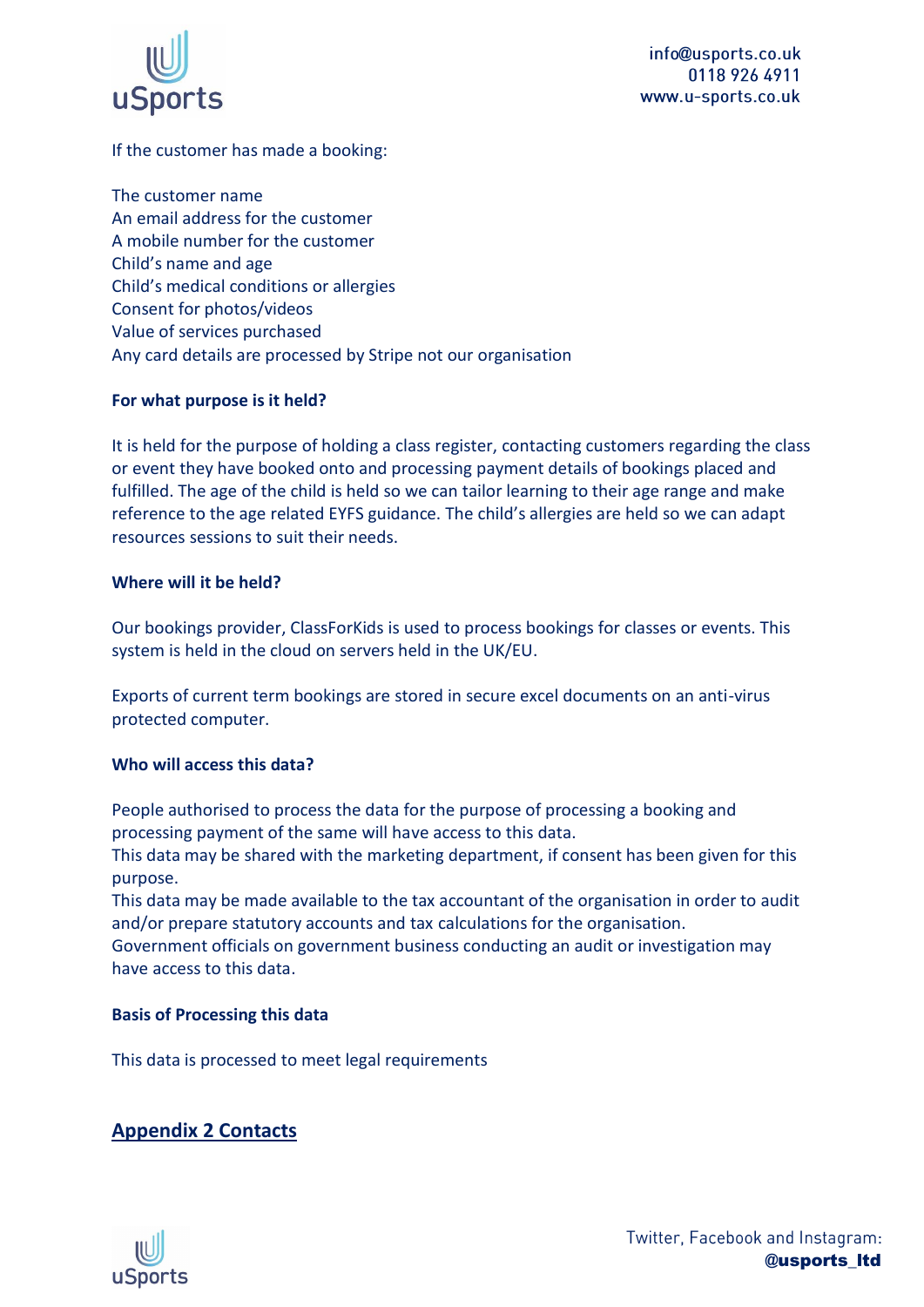If the customer has made a booking:

The customer name  
An email address for the customer  
A mobile number for the customer  
Child's name and age  
Child's medical conditions or allergies  
Consent for photos/videos  
Value of services purchased  
Any card details are processed by Stripe not our organisation

**For what purpose is it held?**

It is held for the purpose of holding a class register, contacting customers regarding the class or event they have booked onto and processing payment details of bookings placed and fulfilled. The age of the child is held so we can tailor learning to their age range and make reference to the age related EYFS guidance. The child's allergies are held so we can adapt resources sessions to suit their needs.

**Where will it be held?**

Our bookings provider, ClassForKids is used to process bookings for classes or events. This system is held in the cloud on servers held in the UK/EU.

Exports of current term bookings are stored in secure excel documents on an anti-virus protected computer.

**Who will access this data?**

People authorised to process the data for the purpose of processing a booking and processing payment of the same will have access to this data.  
This data may be shared with the marketing department, if consent has been given for this purpose.  
This data may be made available to the tax accountant of the organisation in order to audit and/or prepare statutory accounts and tax calculations for the organisation.  
Government officials on government business conducting an audit or investigation may have access to this data.

**Basis of Processing this data**

This data is processed to meet legal requirements

## Appendix 2 Contacts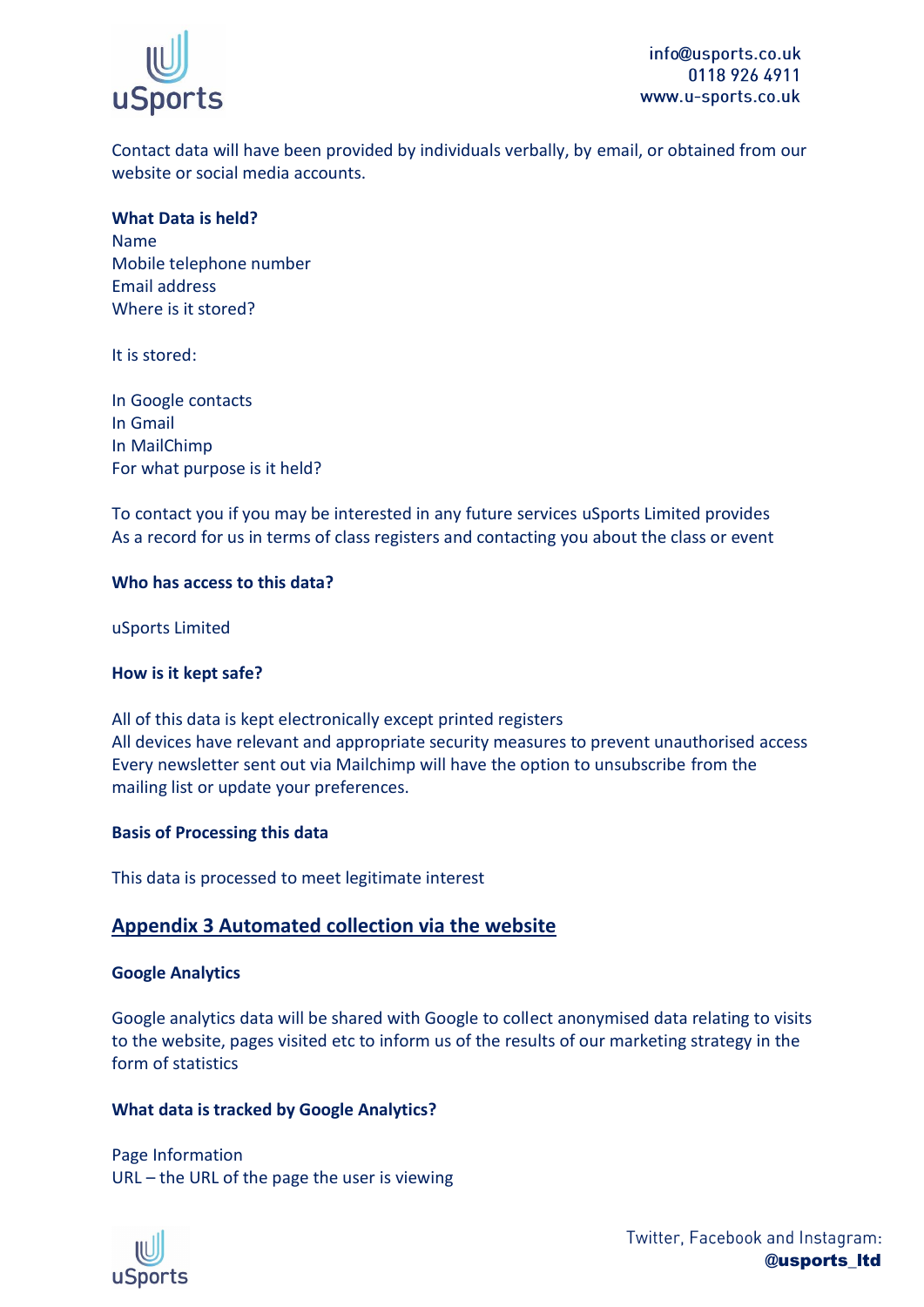Contact data will have been provided by individuals verbally, by email, or obtained from our website or social media accounts.

**What Data is held?**

Name
Mobile telephone number
Email address
Where is it stored?

It is stored:

In Google contacts
In Gmail
In MailChimp
For what purpose is it held?

To contact you if you may be interested in any future services uSports Limited provides
As a record for us in terms of class registers and contacting you about the class or event

**Who has access to this data?**

uSports Limited

**How is it kept safe?**

All of this data is kept electronically except printed registers
All devices have relevant and appropriate security measures to prevent unauthorised access
Every newsletter sent out via Mailchimp will have the option to unsubscribe from the mailing list or update your preferences.

**Basis of Processing this data**

This data is processed to meet legitimate interest

## Appendix 3 Automated collection via the website

**Google Analytics**

Google analytics data will be shared with Google to collect anonymised data relating to visits to the website, pages visited etc to inform us of the results of our marketing strategy in the form of statistics

**What data is tracked by Google Analytics?**

Page Information
URL – the URL of the page the user is viewing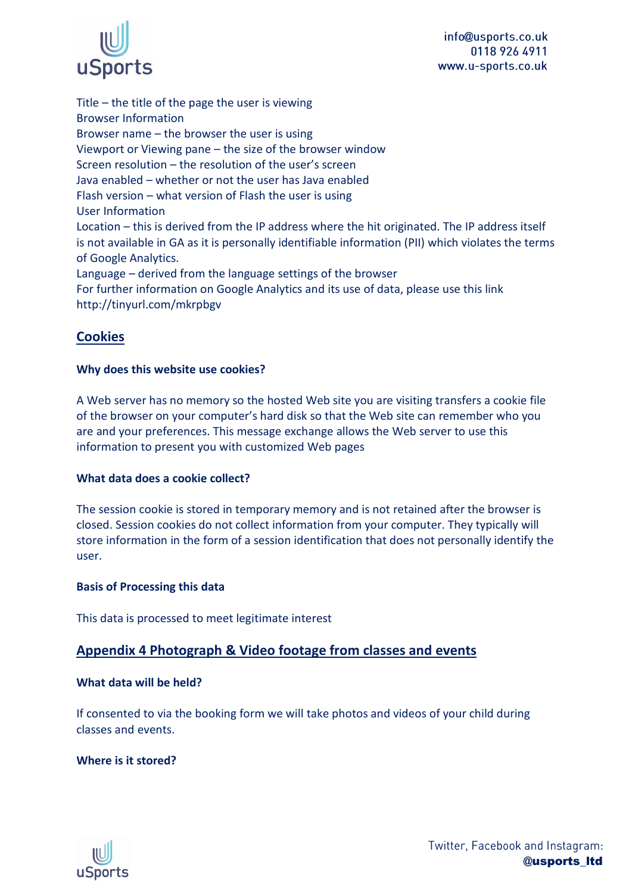Title – the title of the page the user is viewing
Browser Information
Browser name – the browser the user is using
Viewport or Viewing pane – the size of the browser window
Screen resolution – the resolution of the user's screen
Java enabled – whether or not the user has Java enabled
Flash version – what version of Flash the user is using
User Information
Location – this is derived from the IP address where the hit originated. The IP address itself is not available in GA as it is personally identifiable information (PII) which violates the terms of Google Analytics.
Language – derived from the language settings of the browser
For further information on Google Analytics and its use of data, please use this link http://tinyurl.com/mkrpbgv

## Cookies

**Why does this website use cookies?**

A Web server has no memory so the hosted Web site you are visiting transfers a cookie file of the browser on your computer's hard disk so that the Web site can remember who you are and your preferences. This message exchange allows the Web server to use this information to present you with customized Web pages

**What data does a cookie collect?**

The session cookie is stored in temporary memory and is not retained after the browser is closed. Session cookies do not collect information from your computer. They typically will store information in the form of a session identification that does not personally identify the user.

**Basis of Processing this data**

This data is processed to meet legitimate interest

## Appendix 4 Photograph & Video footage from classes and events

**What data will be held?**

If consented to via the booking form we will take photos and videos of your child during classes and events.

**Where is it stored?**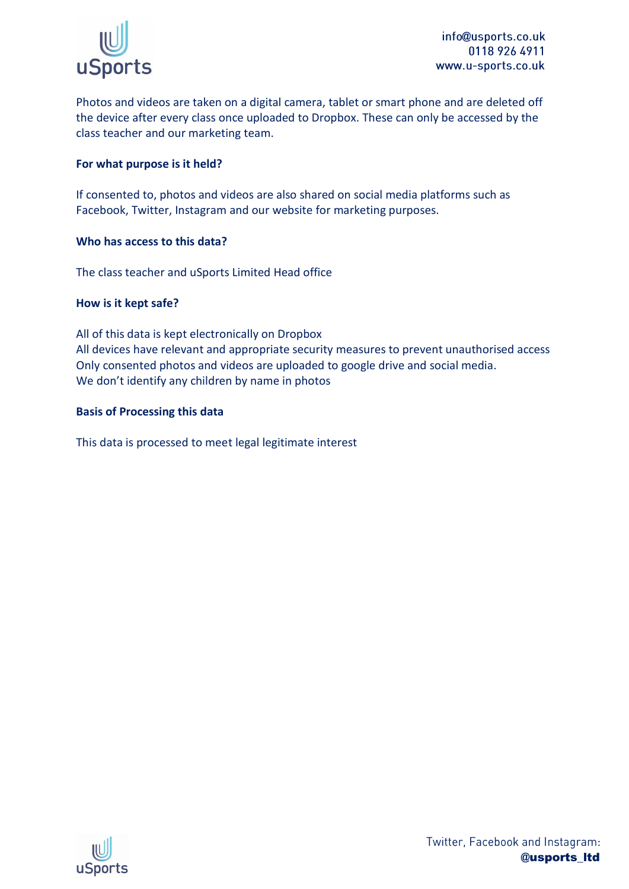Photos and videos are taken on a digital camera, tablet or smart phone and are deleted off the device after every class once uploaded to Dropbox. These can only be accessed by the class teacher and our marketing team.

**For what purpose is it held?**

If consented to, photos and videos are also shared on social media platforms such as Facebook, Twitter, Instagram and our website for marketing purposes.

**Who has access to this data?**

The class teacher and uSports Limited Head office

**How is it kept safe?**

All of this data is kept electronically on Dropbox
All devices have relevant and appropriate security measures to prevent unauthorised access
Only consented photos and videos are uploaded to google drive and social media.
We don't identify any children by name in photos

**Basis of Processing this data**

This data is processed to meet legal legitimate interest